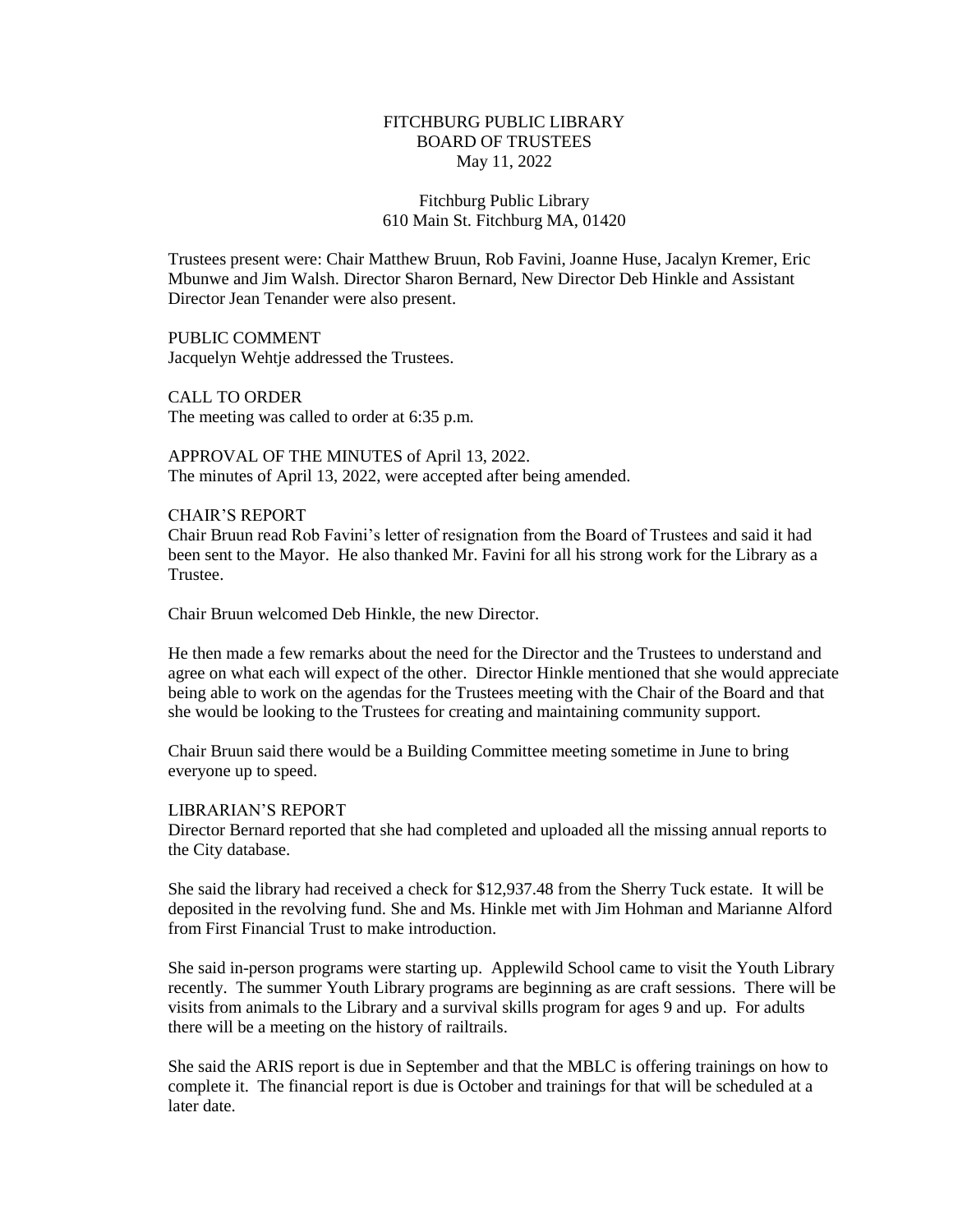FITCHBURG PUBLIC LIBRARY
BOARD OF TRUSTEES
May 11, 2022

Fitchburg Public Library
610 Main St. Fitchburg MA, 01420

Trustees present were: Chair Matthew Bruun, Rob Favini, Joanne Huse, Jacalyn Kremer, Eric Mbunwe and Jim Walsh. Director Sharon Bernard, New Director Deb Hinkle and Assistant Director Jean Tenander were also present.

PUBLIC COMMENT
Jacquelyn Wehtje addressed the Trustees.

CALL TO ORDER
The meeting was called to order at 6:35 p.m.

APPROVAL OF THE MINUTES of April 13, 2022.
The minutes of April 13, 2022, were accepted after being amended.

CHAIR'S REPORT
Chair Bruun read Rob Favini's letter of resignation from the Board of Trustees and said it had been sent to the Mayor. He also thanked Mr. Favini for all his strong work for the Library as a Trustee.

Chair Bruun welcomed Deb Hinkle, the new Director.

He then made a few remarks about the need for the Director and the Trustees to understand and agree on what each will expect of the other. Director Hinkle mentioned that she would appreciate being able to work on the agendas for the Trustees meeting with the Chair of the Board and that she would be looking to the Trustees for creating and maintaining community support.

Chair Bruun said there would be a Building Committee meeting sometime in June to bring everyone up to speed.

LIBRARIAN'S REPORT
Director Bernard reported that she had completed and uploaded all the missing annual reports to the City database.

She said the library had received a check for $12,937.48 from the Sherry Tuck estate. It will be deposited in the revolving fund. She and Ms. Hinkle met with Jim Hohman and Marianne Alford from First Financial Trust to make introduction.

She said in-person programs were starting up. Applewild School came to visit the Youth Library recently. The summer Youth Library programs are beginning as are craft sessions. There will be visits from animals to the Library and a survival skills program for ages 9 and up. For adults there will be a meeting on the history of railtrails.

She said the ARIS report is due in September and that the MBLC is offering trainings on how to complete it. The financial report is due is October and trainings for that will be scheduled at a later date.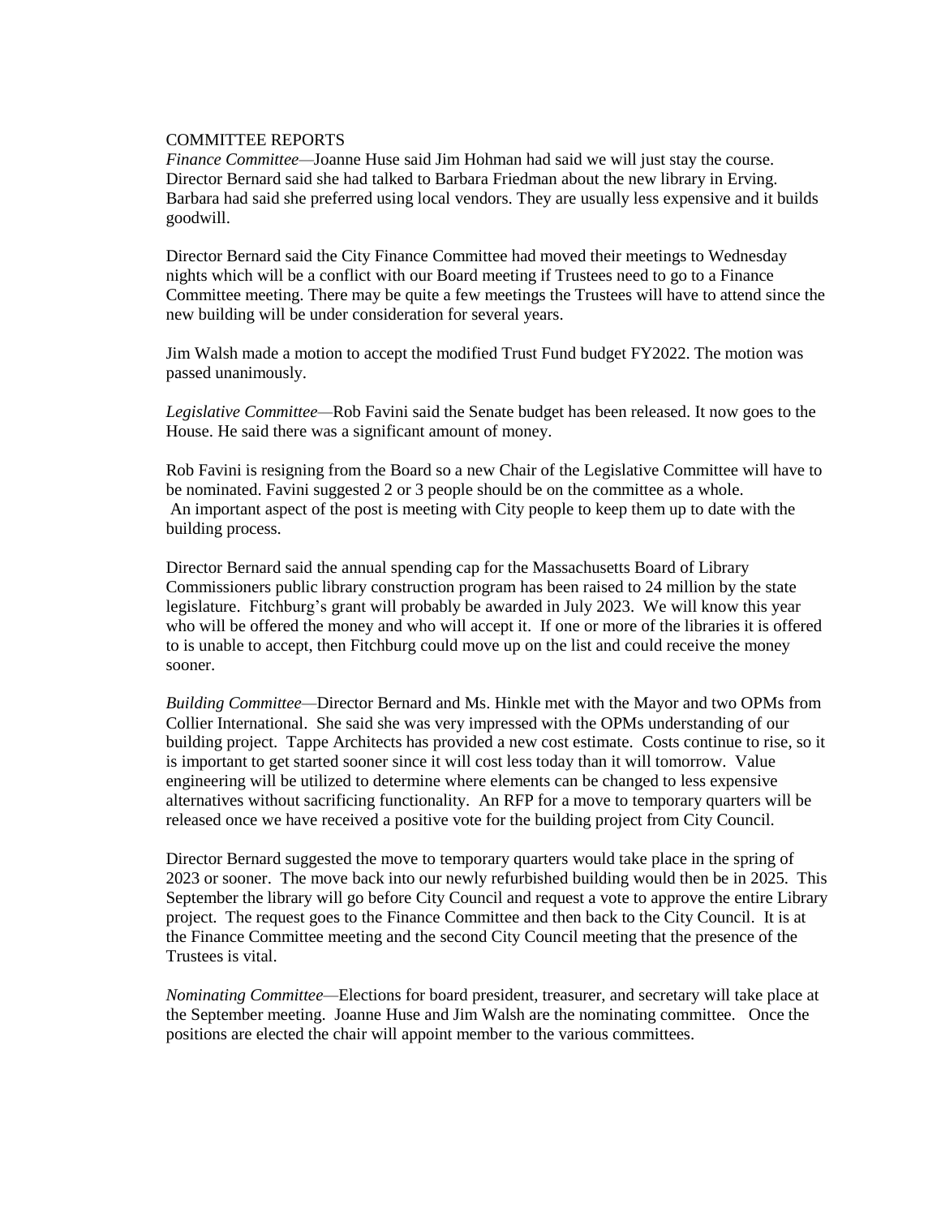COMMITTEE REPORTS

*Finance Committee*—Joanne Huse said Jim Hohman had said we will just stay the course. Director Bernard said she had talked to Barbara Friedman about the new library in Erving. Barbara had said she preferred using local vendors. They are usually less expensive and it builds goodwill.

Director Bernard said the City Finance Committee had moved their meetings to Wednesday nights which will be a conflict with our Board meeting if Trustees need to go to a Finance Committee meeting. There may be quite a few meetings the Trustees will have to attend since the new building will be under consideration for several years.

Jim Walsh made a motion to accept the modified Trust Fund budget FY2022. The motion was passed unanimously.

*Legislative Committee*—Rob Favini said the Senate budget has been released. It now goes to the House. He said there was a significant amount of money.

Rob Favini is resigning from the Board so a new Chair of the Legislative Committee will have to be nominated. Favini suggested 2 or 3 people should be on the committee as a whole. An important aspect of the post is meeting with City people to keep them up to date with the building process.

Director Bernard said the annual spending cap for the Massachusetts Board of Library Commissioners public library construction program has been raised to 24 million by the state legislature. Fitchburg's grant will probably be awarded in July 2023. We will know this year who will be offered the money and who will accept it. If one or more of the libraries it is offered to is unable to accept, then Fitchburg could move up on the list and could receive the money sooner.

*Building Committee*—Director Bernard and Ms. Hinkle met with the Mayor and two OPMs from Collier International. She said she was very impressed with the OPMs understanding of our building project. Tappe Architects has provided a new cost estimate. Costs continue to rise, so it is important to get started sooner since it will cost less today than it will tomorrow. Value engineering will be utilized to determine where elements can be changed to less expensive alternatives without sacrificing functionality. An RFP for a move to temporary quarters will be released once we have received a positive vote for the building project from City Council.

Director Bernard suggested the move to temporary quarters would take place in the spring of 2023 or sooner. The move back into our newly refurbished building would then be in 2025. This September the library will go before City Council and request a vote to approve the entire Library project. The request goes to the Finance Committee and then back to the City Council. It is at the Finance Committee meeting and the second City Council meeting that the presence of the Trustees is vital.

*Nominating Committee*—Elections for board president, treasurer, and secretary will take place at the September meeting. Joanne Huse and Jim Walsh are the nominating committee. Once the positions are elected the chair will appoint member to the various committees.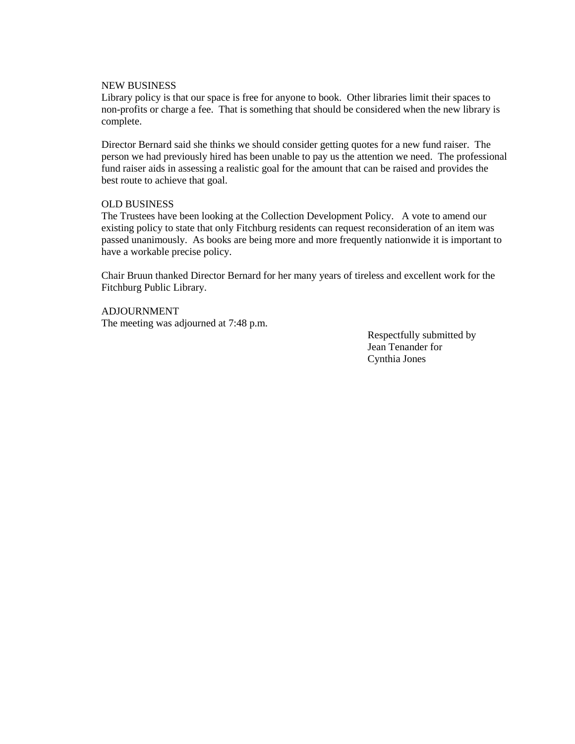NEW BUSINESS

Library policy is that our space is free for anyone to book. Other libraries limit their spaces to non-profits or charge a fee. That is something that should be considered when the new library is complete.

Director Bernard said she thinks we should consider getting quotes for a new fund raiser. The person we had previously hired has been unable to pay us the attention we need. The professional fund raiser aids in assessing a realistic goal for the amount that can be raised and provides the best route to achieve that goal.

OLD BUSINESS

The Trustees have been looking at the Collection Development Policy. A vote to amend our existing policy to state that only Fitchburg residents can request reconsideration of an item was passed unanimously. As books are being more and more frequently nationwide it is important to have a workable precise policy.

Chair Bruun thanked Director Bernard for her many years of tireless and excellent work for the Fitchburg Public Library.

ADJOURNMENT

The meeting was adjourned at 7:48 p.m.

Respectfully submitted by
Jean Tenander for
Cynthia Jones